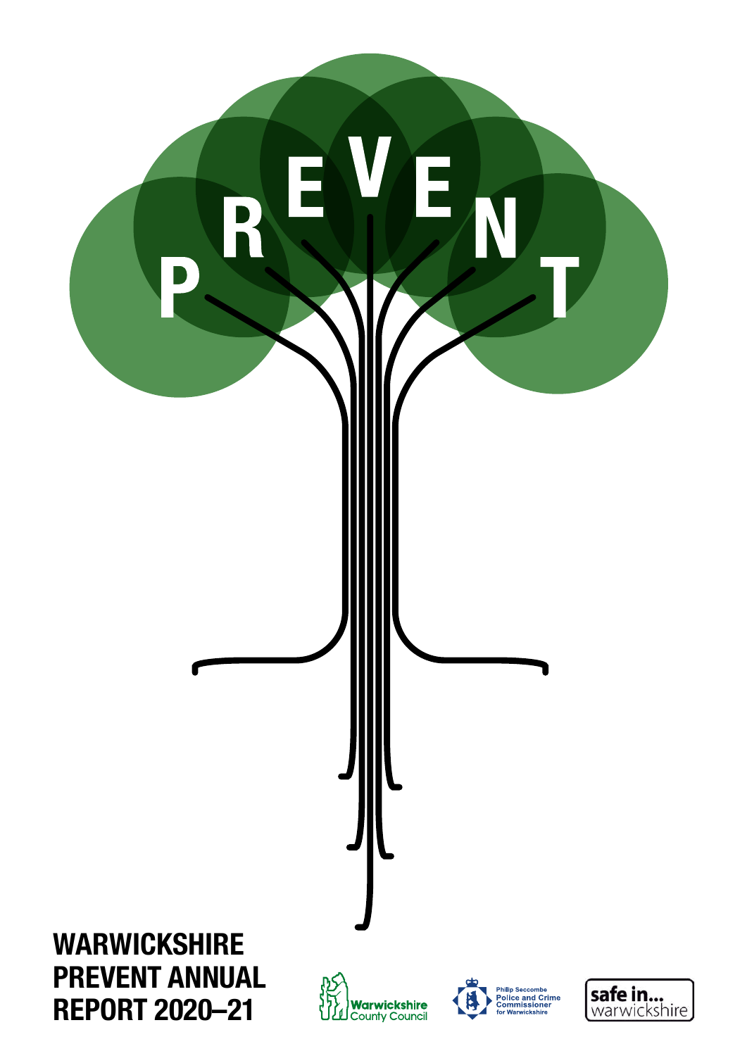# PREVENT

# WARWICKSHIRE PREVENT ANNUAL REPORT 2020–21

Warwickshire County Council

Philip Seccombe Police and Crime Commissioner for Warwickshire

safe in... warwickshire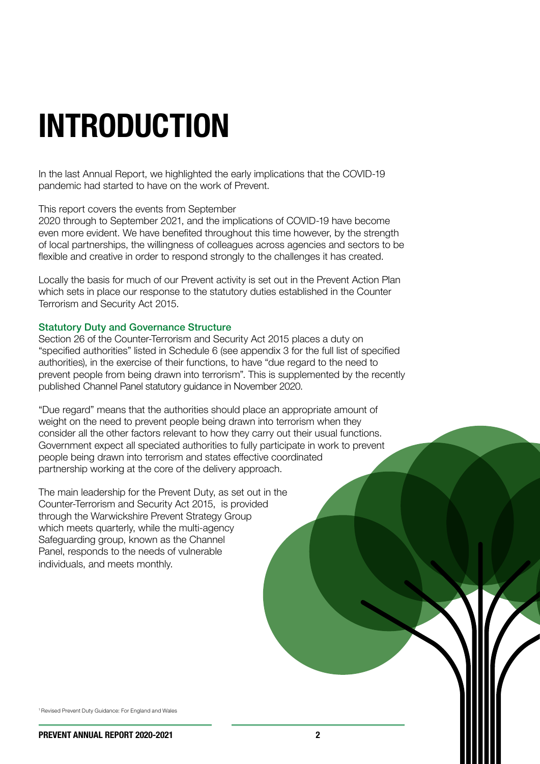# INTRODUCTION

In the last Annual Report, we highlighted the early implications that the COVID-19 pandemic had started to have on the work of Prevent.

This report covers the events from September 2020 through to September 2021, and the implications of COVID-19 have become even more evident. We have benefited throughout this time however, by the strength of local partnerships, the willingness of colleagues across agencies and sectors to be flexible and creative in order to respond strongly to the challenges it has created.

Locally the basis for much of our Prevent activity is set out in the Prevent Action Plan which sets in place our response to the statutory duties established in the Counter Terrorism and Security Act 2015.

### Statutory Duty and Governance Structure

Section 26 of the Counter-Terrorism and Security Act 2015 places a duty on "specified authorities" listed in Schedule 6 (see appendix 3 for the full list of specified authorities), in the exercise of their functions, to have "due regard to the need to prevent people from being drawn into terrorism". This is supplemented by the recently published Channel Panel statutory guidance in November 2020.

"Due regard" means that the authorities should place an appropriate amount of weight on the need to prevent people being drawn into terrorism when they consider all the other factors relevant to how they carry out their usual functions. Government expect all speciated authorities to fully participate in work to prevent people being drawn into terrorism and states effective coordinated partnership working at the core of the delivery approach.

The main leadership for the Prevent Duty, as set out in the Counter-Terrorism and Security Act 2015, is provided through the Warwickshire Prevent Strategy Group which meets quarterly, while the multi-agency Safeguarding group, known as the Channel Panel, responds to the needs of vulnerable individuals, and meets monthly.

[1] Revised Prevent Duty Guidance: For England and Wales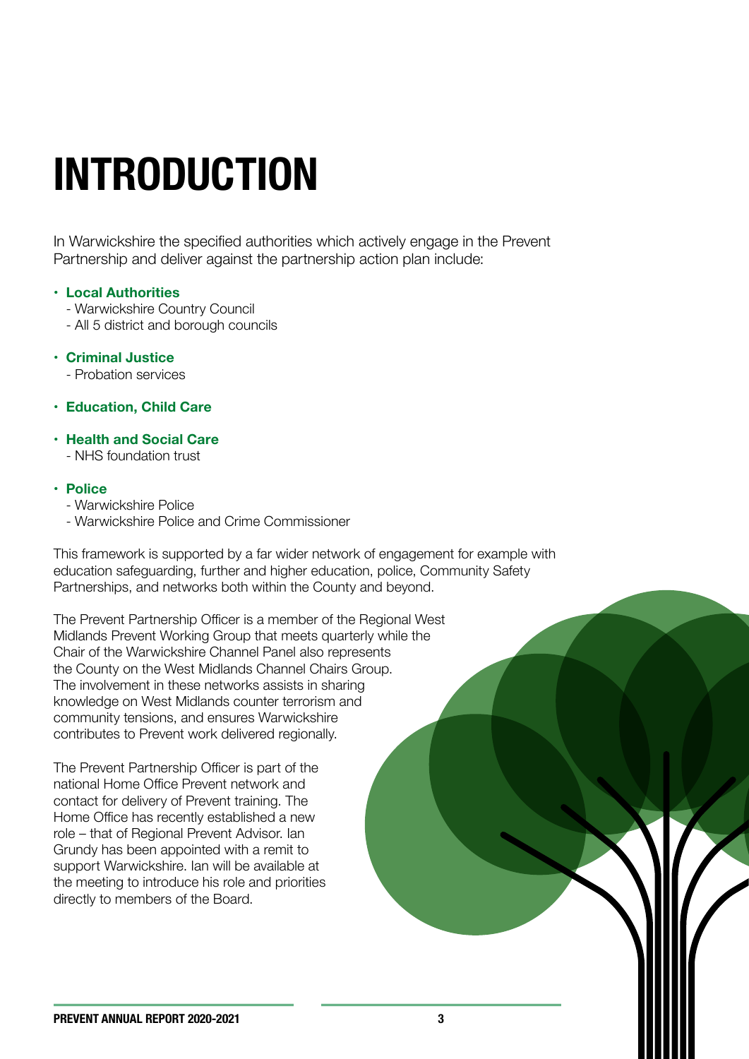# INTRODUCTION

In Warwickshire the specified authorities which actively engage in the Prevent Partnership and deliver against the partnership action plan include:

- **Local Authorities**
  - Warwickshire Country Council
  - All 5 district and borough councils
- **Criminal Justice**
  - Probation services
- **Education, Child Care**
- **Health and Social Care**
  - NHS foundation trust
- **Police**
  - Warwickshire Police
  - Warwickshire Police and Crime Commissioner

This framework is supported by a far wider network of engagement for example with education safeguarding, further and higher education, police, Community Safety Partnerships, and networks both within the County and beyond.

The Prevent Partnership Officer is a member of the Regional West Midlands Prevent Working Group that meets quarterly while the Chair of the Warwickshire Channel Panel also represents the County on the West Midlands Channel Chairs Group. The involvement in these networks assists in sharing knowledge on West Midlands counter terrorism and community tensions, and ensures Warwickshire contributes to Prevent work delivered regionally.

The Prevent Partnership Officer is part of the national Home Office Prevent network and contact for delivery of Prevent training. The Home Office has recently established a new role – that of Regional Prevent Advisor. Ian Grundy has been appointed with a remit to support Warwickshire. Ian will be available at the meeting to introduce his role and priorities directly to members of the Board.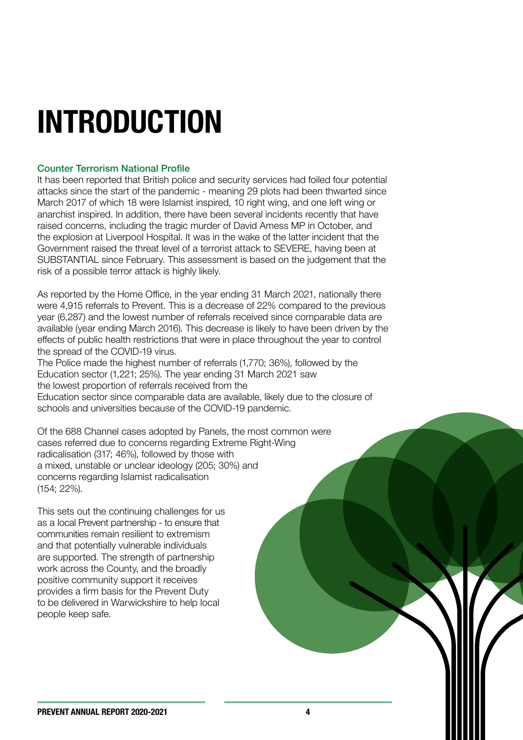# INTRODUCTION

### Counter Terrorism National Profile

It has been reported that British police and security services had foiled four potential attacks since the start of the pandemic - meaning 29 plots had been thwarted since March 2017 of which 18 were Islamist inspired, 10 right wing, and one left wing or anarchist inspired. In addition, there have been several incidents recently that have raised concerns, including the tragic murder of David Amess MP in October, and the explosion at Liverpool Hospital. It was in the wake of the latter incident that the Government raised the threat level of a terrorist attack to SEVERE, having been at SUBSTANTIAL since February. This assessment is based on the judgement that the risk of a possible terror attack is highly likely.

As reported by the Home Office, in the year ending 31 March 2021, nationally there were 4,915 referrals to Prevent. This is a decrease of 22% compared to the previous year (6,287) and the lowest number of referrals received since comparable data are available (year ending March 2016). This decrease is likely to have been driven by the effects of public health restrictions that were in place throughout the year to control the spread of the COVID-19 virus.

The Police made the highest number of referrals (1,770; 36%), followed by the Education sector (1,221; 25%). The year ending 31 March 2021 saw the lowest proportion of referrals received from the Education sector since comparable data are available, likely due to the closure of schools and universities because of the COVID-19 pandemic.

Of the 688 Channel cases adopted by Panels, the most common were cases referred due to concerns regarding Extreme Right-Wing radicalisation (317; 46%), followed by those with a mixed, unstable or unclear ideology (205; 30%) and concerns regarding Islamist radicalisation (154; 22%).

This sets out the continuing challenges for us as a local Prevent partnership - to ensure that communities remain resilient to extremism and that potentially vulnerable individuals are supported. The strength of partnership work across the County, and the broadly positive community support it receives provides a firm basis for the Prevent Duty to be delivered in Warwickshire to help local people keep safe.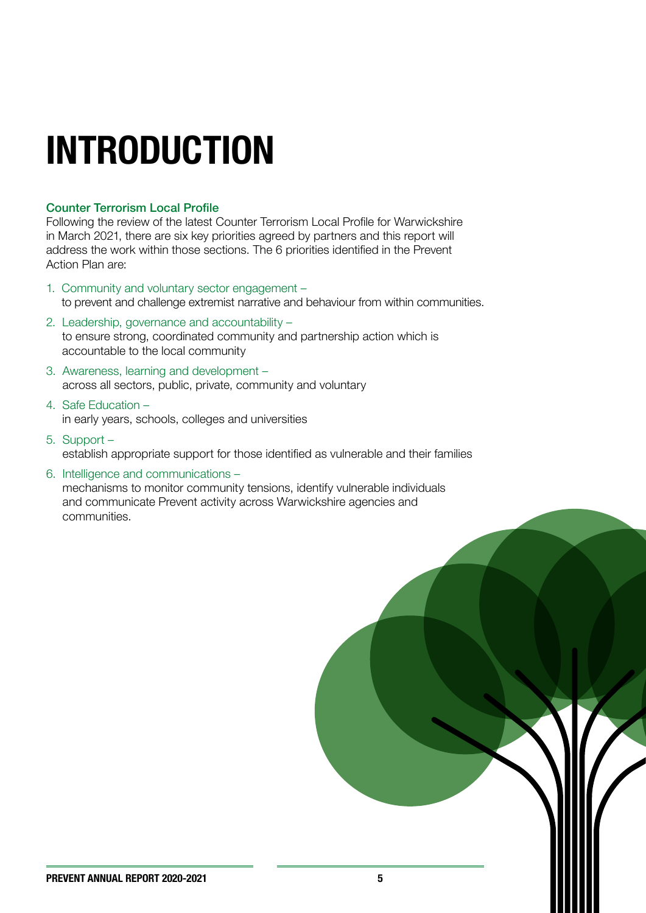# INTRODUCTION

### Counter Terrorism Local Profile

Following the review of the latest Counter Terrorism Local Profile for Warwickshire in March 2021, there are six key priorities agreed by partners and this report will address the work within those sections. The 6 priorities identified in the Prevent Action Plan are:

1. Community and voluntary sector engagement –
   to prevent and challenge extremist narrative and behaviour from within communities.
2. Leadership, governance and accountability –
   to ensure strong, coordinated community and partnership action which is accountable to the local community
3. Awareness, learning and development –
   across all sectors, public, private, community and voluntary
4. Safe Education –
   in early years, schools, colleges and universities
5. Support –
   establish appropriate support for those identified as vulnerable and their families
6. Intelligence and communications –
   mechanisms to monitor community tensions, identify vulnerable individuals and communicate Prevent activity across Warwickshire agencies and communities.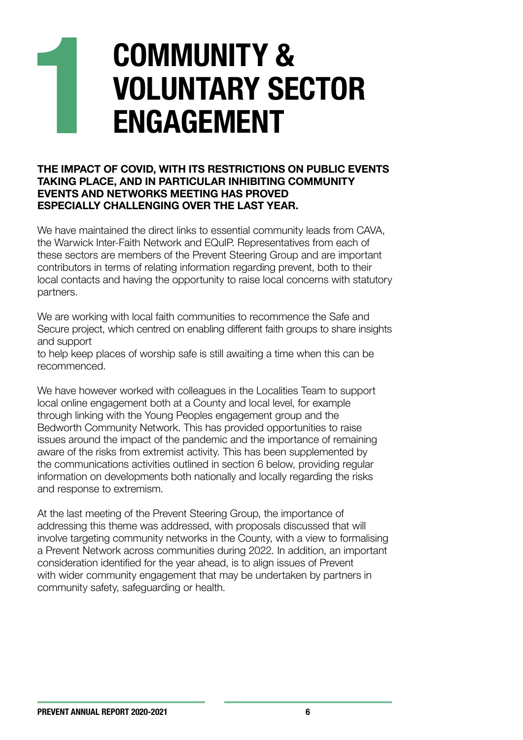# 1 COMMUNITY & VOLUNTARY SECTOR ENGAGEMENT

**THE IMPACT OF COVID, WITH ITS RESTRICTIONS ON PUBLIC EVENTS TAKING PLACE, AND IN PARTICULAR INHIBITING COMMUNITY EVENTS AND NETWORKS MEETING HAS PROVED ESPECIALLY CHALLENGING OVER THE LAST YEAR.**

We have maintained the direct links to essential community leads from CAVA, the Warwick Inter-Faith Network and EQuIP. Representatives from each of these sectors are members of the Prevent Steering Group and are important contributors in terms of relating information regarding prevent, both to their local contacts and having the opportunity to raise local concerns with statutory partners.

We are working with local faith communities to recommence the Safe and Secure project, which centred on enabling different faith groups to share insights and support
to help keep places of worship safe is still awaiting a time when this can be recommenced.

We have however worked with colleagues in the Localities Team to support local online engagement both at a County and local level, for example through linking with the Young Peoples engagement group and the Bedworth Community Network. This has provided opportunities to raise issues around the impact of the pandemic and the importance of remaining aware of the risks from extremist activity. This has been supplemented by the communications activities outlined in section 6 below, providing regular information on developments both nationally and locally regarding the risks and response to extremism.

At the last meeting of the Prevent Steering Group, the importance of addressing this theme was addressed, with proposals discussed that will involve targeting community networks in the County, with a view to formalising a Prevent Network across communities during 2022. In addition, an important consideration identified for the year ahead, is to align issues of Prevent with wider community engagement that may be undertaken by partners in community safety, safeguarding or health.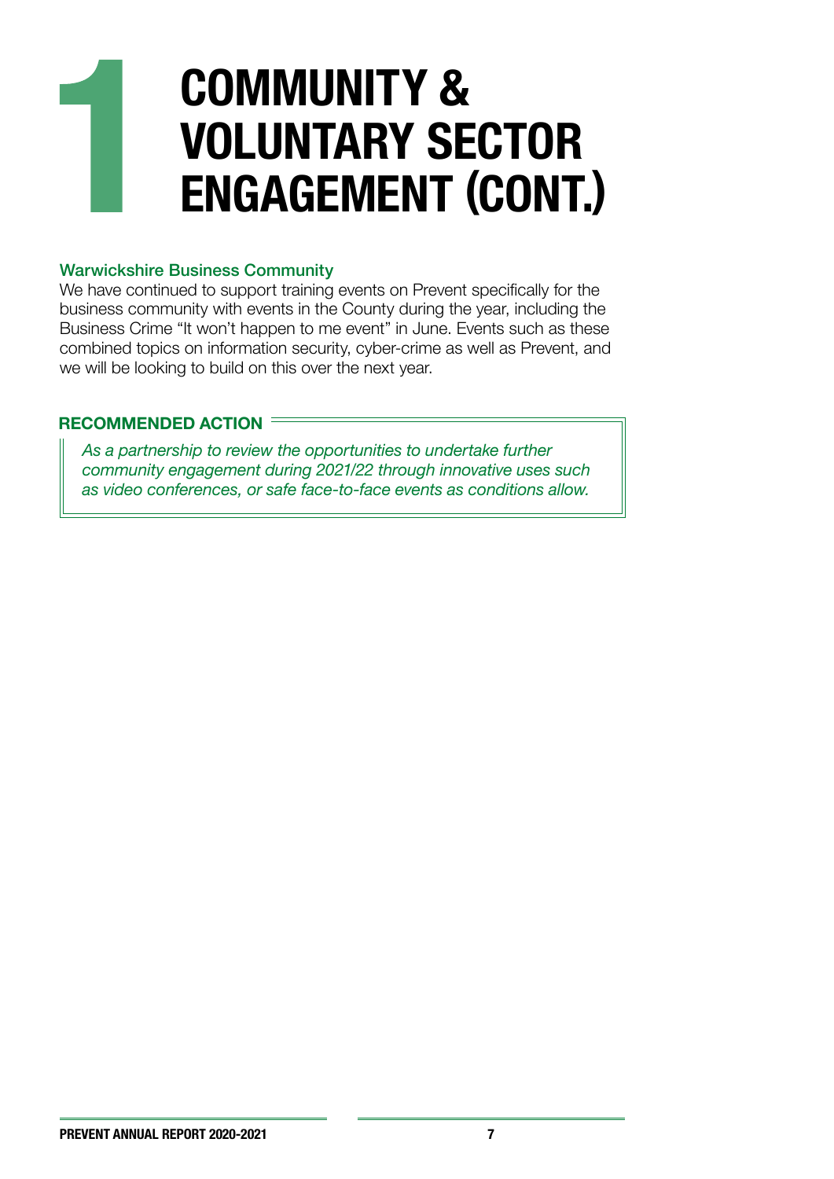# 1 COMMUNITY & VOLUNTARY SECTOR ENGAGEMENT (CONT.)

### Warwickshire Business Community

We have continued to support training events on Prevent specifically for the business community with events in the County during the year, including the Business Crime "It won't happen to me event" in June. Events such as these combined topics on information security, cyber-crime as well as Prevent, and we will be looking to build on this over the next year.

**RECOMMENDED ACTION**

*As a partnership to review the opportunities to undertake further community engagement during 2021/22 through innovative uses such as video conferences, or safe face-to-face events as conditions allow.*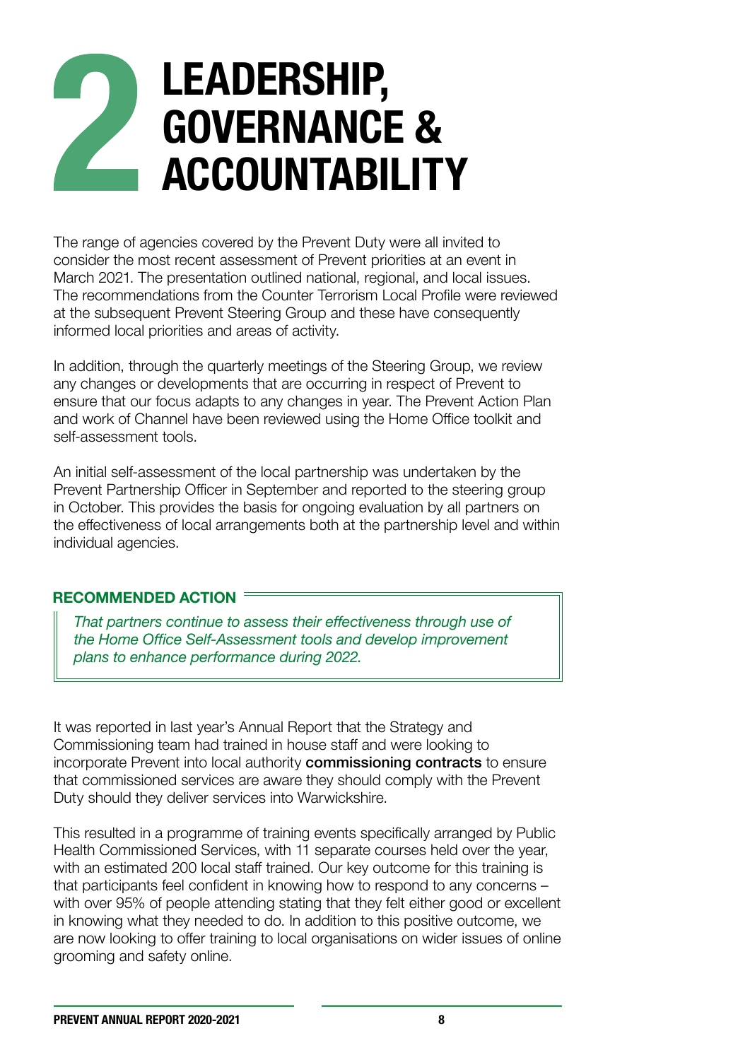# 2 LEADERSHIP, GOVERNANCE & ACCOUNTABILITY

The range of agencies covered by the Prevent Duty were all invited to consider the most recent assessment of Prevent priorities at an event in March 2021. The presentation outlined national, regional, and local issues. The recommendations from the Counter Terrorism Local Profile were reviewed at the subsequent Prevent Steering Group and these have consequently informed local priorities and areas of activity.

In addition, through the quarterly meetings of the Steering Group, we review any changes or developments that are occurring in respect of Prevent to ensure that our focus adapts to any changes in year. The Prevent Action Plan and work of Channel have been reviewed using the Home Office toolkit and self-assessment tools.

An initial self-assessment of the local partnership was undertaken by the Prevent Partnership Officer in September and reported to the steering group in October. This provides the basis for ongoing evaluation by all partners on the effectiveness of local arrangements both at the partnership level and within individual agencies.

**RECOMMENDED ACTION**

*That partners continue to assess their effectiveness through use of the Home Office Self-Assessment tools and develop improvement plans to enhance performance during 2022.*

It was reported in last year's Annual Report that the Strategy and Commissioning team had trained in house staff and were looking to incorporate Prevent into local authority **commissioning contracts** to ensure that commissioned services are aware they should comply with the Prevent Duty should they deliver services into Warwickshire.

This resulted in a programme of training events specifically arranged by Public Health Commissioned Services, with 11 separate courses held over the year, with an estimated 200 local staff trained. Our key outcome for this training is that participants feel confident in knowing how to respond to any concerns – with over 95% of people attending stating that they felt either good or excellent in knowing what they needed to do. In addition to this positive outcome, we are now looking to offer training to local organisations on wider issues of online grooming and safety online.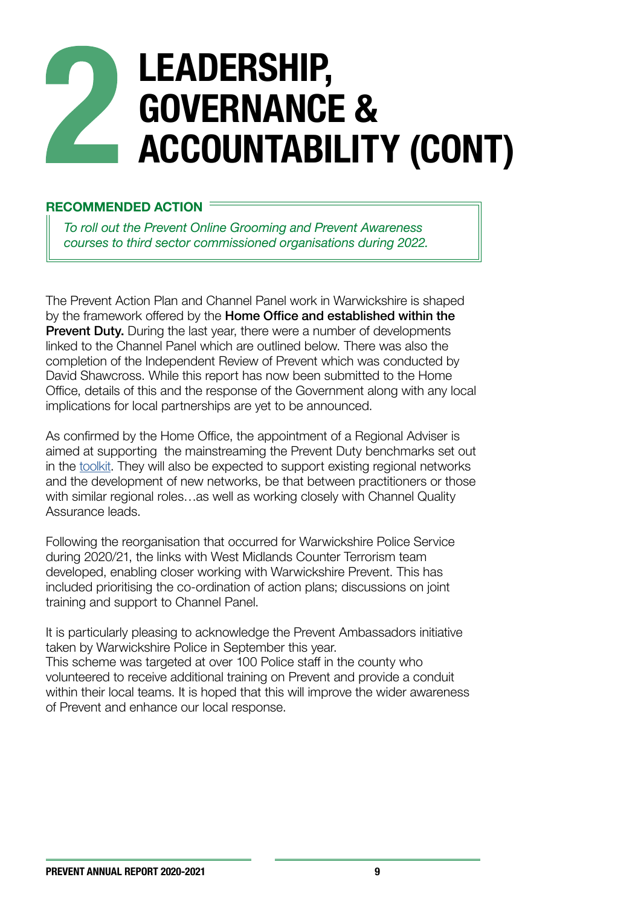# 2 LEADERSHIP, GOVERNANCE & ACCOUNTABILITY (CONT)

**RECOMMENDED ACTION**

*To roll out the Prevent Online Grooming and Prevent Awareness courses to third sector commissioned organisations during 2022.*

The Prevent Action Plan and Channel Panel work in Warwickshire is shaped by the framework offered by the **Home Office and established within the Prevent Duty.** During the last year, there were a number of developments linked to the Channel Panel which are outlined below. There was also the completion of the Independent Review of Prevent which was conducted by David Shawcross. While this report has now been submitted to the Home Office, details of this and the response of the Government along with any local implications for local partnerships are yet to be announced.

As confirmed by the Home Office, the appointment of a Regional Adviser is aimed at supporting the mainstreaming the Prevent Duty benchmarks set out in the toolkit. They will also be expected to support existing regional networks and the development of new networks, be that between practitioners or those with similar regional roles…as well as working closely with Channel Quality Assurance leads.

Following the reorganisation that occurred for Warwickshire Police Service during 2020/21, the links with West Midlands Counter Terrorism team developed, enabling closer working with Warwickshire Prevent. This has included prioritising the co-ordination of action plans; discussions on joint training and support to Channel Panel.

It is particularly pleasing to acknowledge the Prevent Ambassadors initiative taken by Warwickshire Police in September this year.
This scheme was targeted at over 100 Police staff in the county who volunteered to receive additional training on Prevent and provide a conduit within their local teams. It is hoped that this will improve the wider awareness of Prevent and enhance our local response.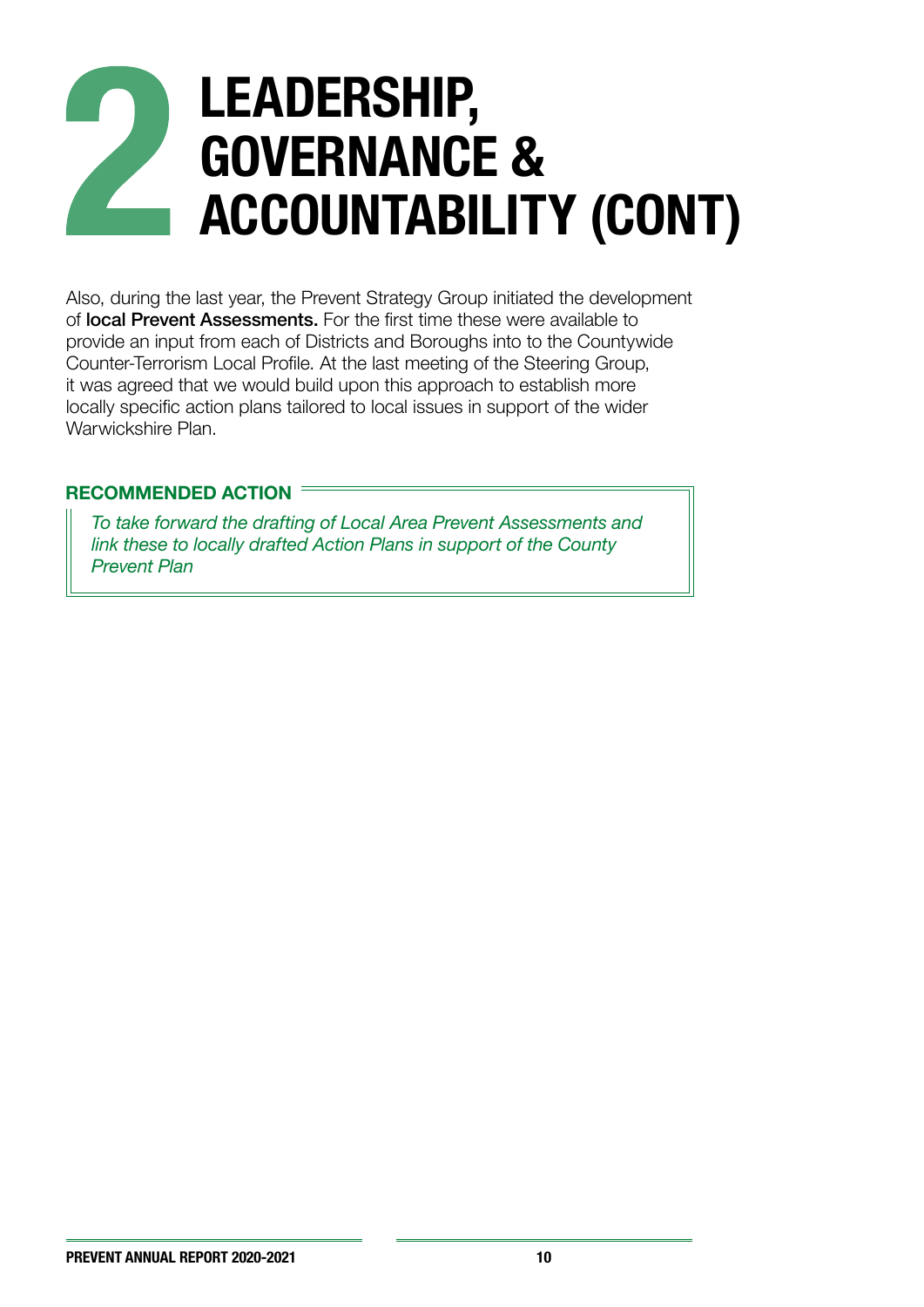# 2 LEADERSHIP, GOVERNANCE & ACCOUNTABILITY (CONT)

Also, during the last year, the Prevent Strategy Group initiated the development of **local Prevent Assessments.** For the first time these were available to provide an input from each of Districts and Boroughs into to the Countywide Counter-Terrorism Local Profile. At the last meeting of the Steering Group, it was agreed that we would build upon this approach to establish more locally specific action plans tailored to local issues in support of the wider Warwickshire Plan.

**RECOMMENDED ACTION**

*To take forward the drafting of Local Area Prevent Assessments and link these to locally drafted Action Plans in support of the County Prevent Plan*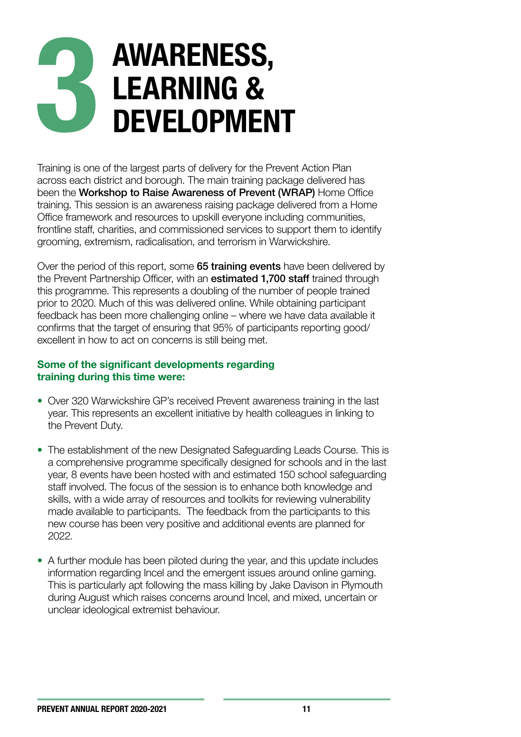# 3 AWARENESS, LEARNING & DEVELOPMENT

Training is one of the largest parts of delivery for the Prevent Action Plan across each district and borough. The main training package delivered has been the **Workshop to Raise Awareness of Prevent (WRAP)** Home Office training. This session is an awareness raising package delivered from a Home Office framework and resources to upskill everyone including communities, frontline staff, charities, and commissioned services to support them to identify grooming, extremism, radicalisation, and terrorism in Warwickshire.

Over the period of this report, some **65 training events** have been delivered by the Prevent Partnership Officer, with an **estimated 1,700 staff** trained through this programme. This represents a doubling of the number of people trained prior to 2020. Much of this was delivered online. While obtaining participant feedback has been more challenging online – where we have data available it confirms that the target of ensuring that 95% of participants reporting good/excellent in how to act on concerns is still being met.

### Some of the significant developments regarding training during this time were:

- Over 320 Warwickshire GP's received Prevent awareness training in the last year. This represents an excellent initiative by health colleagues in linking to the Prevent Duty.
- The establishment of the new Designated Safeguarding Leads Course. This is a comprehensive programme specifically designed for schools and in the last year, 8 events have been hosted with and estimated 150 school safeguarding staff involved. The focus of the session is to enhance both knowledge and skills, with a wide array of resources and toolkits for reviewing vulnerability made available to participants. The feedback from the participants to this new course has been very positive and additional events are planned for 2022.
- A further module has been piloted during the year, and this update includes information regarding Incel and the emergent issues around online gaming. This is particularly apt following the mass killing by Jake Davison in Plymouth during August which raises concerns around Incel, and mixed, uncertain or unclear ideological extremist behaviour.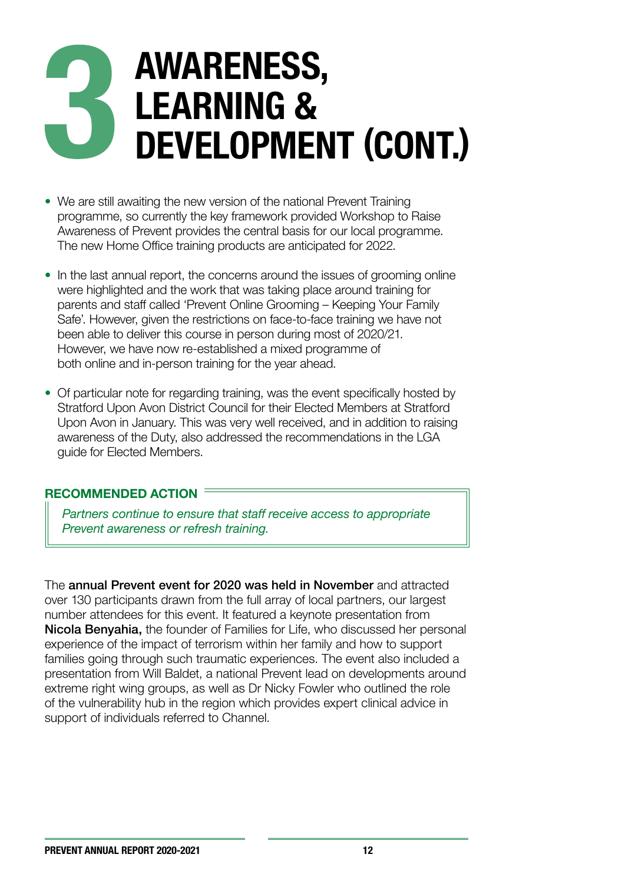# 3 AWARENESS, LEARNING & DEVELOPMENT (CONT.)

- We are still awaiting the new version of the national Prevent Training programme, so currently the key framework provided Workshop to Raise Awareness of Prevent provides the central basis for our local programme. The new Home Office training products are anticipated for 2022.
- In the last annual report, the concerns around the issues of grooming online were highlighted and the work that was taking place around training for parents and staff called 'Prevent Online Grooming – Keeping Your Family Safe'. However, given the restrictions on face-to-face training we have not been able to deliver this course in person during most of 2020/21. However, we have now re-established a mixed programme of both online and in-person training for the year ahead.
- Of particular note for regarding training, was the event specifically hosted by Stratford Upon Avon District Council for their Elected Members at Stratford Upon Avon in January. This was very well received, and in addition to raising awareness of the Duty, also addressed the recommendations in the LGA guide for Elected Members.

**RECOMMENDED ACTION**

*Partners continue to ensure that staff receive access to appropriate Prevent awareness or refresh training.*

The **annual Prevent event for 2020 was held in November** and attracted over 130 participants drawn from the full array of local partners, our largest number attendees for this event. It featured a keynote presentation from **Nicola Benyahia,** the founder of Families for Life, who discussed her personal experience of the impact of terrorism within her family and how to support families going through such traumatic experiences. The event also included a presentation from Will Baldet, a national Prevent lead on developments around extreme right wing groups, as well as Dr Nicky Fowler who outlined the role of the vulnerability hub in the region which provides expert clinical advice in support of individuals referred to Channel.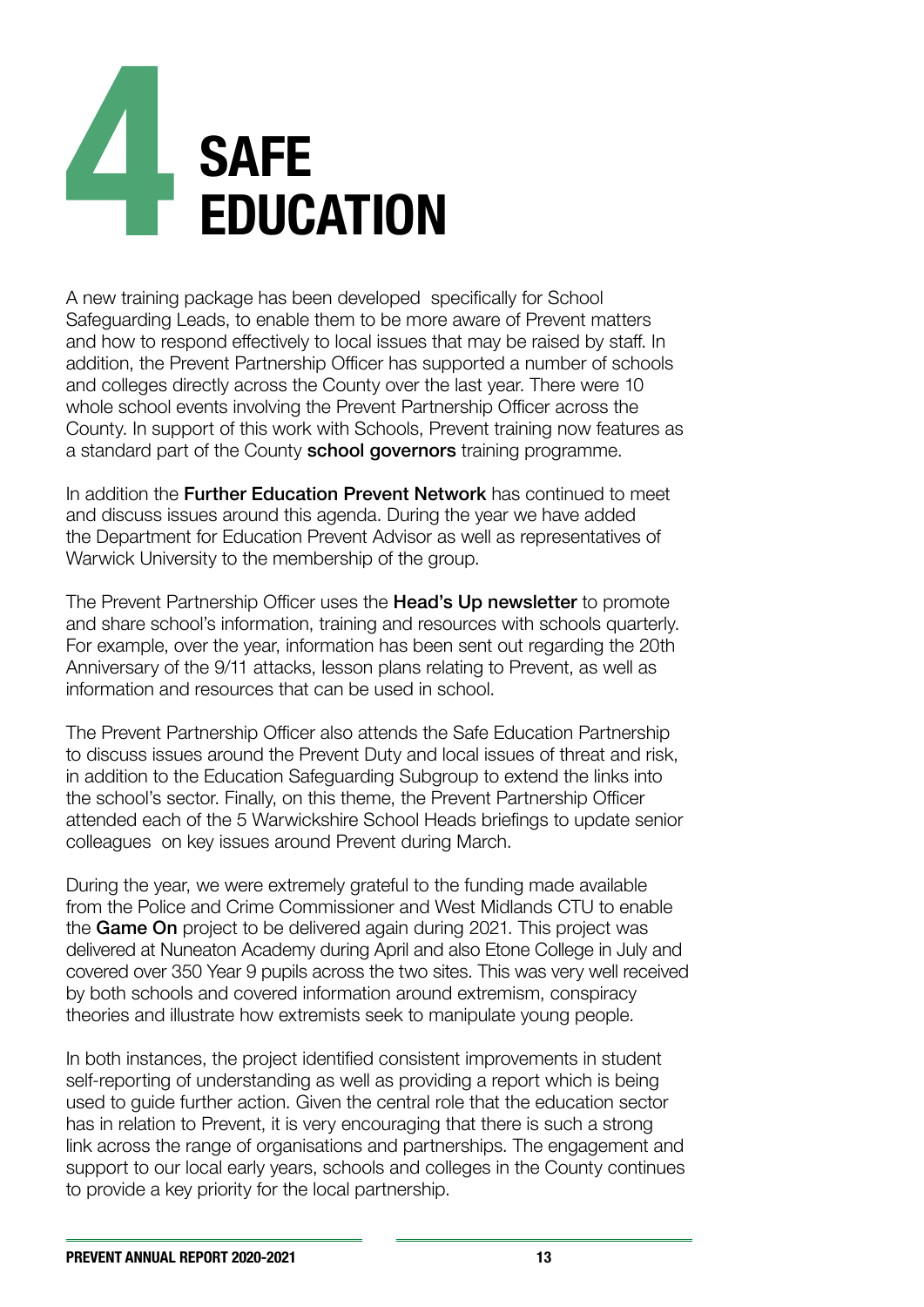# 4 SAFE EDUCATION

A new training package has been developed specifically for School Safeguarding Leads, to enable them to be more aware of Prevent matters and how to respond effectively to local issues that may be raised by staff. In addition, the Prevent Partnership Officer has supported a number of schools and colleges directly across the County over the last year. There were 10 whole school events involving the Prevent Partnership Officer across the County. In support of this work with Schools, Prevent training now features as a standard part of the County **school governors** training programme.

In addition the **Further Education Prevent Network** has continued to meet and discuss issues around this agenda. During the year we have added the Department for Education Prevent Advisor as well as representatives of Warwick University to the membership of the group.

The Prevent Partnership Officer uses the **Head's Up newsletter** to promote and share school's information, training and resources with schools quarterly. For example, over the year, information has been sent out regarding the 20th Anniversary of the 9/11 attacks, lesson plans relating to Prevent, as well as information and resources that can be used in school.

The Prevent Partnership Officer also attends the Safe Education Partnership to discuss issues around the Prevent Duty and local issues of threat and risk, in addition to the Education Safeguarding Subgroup to extend the links into the school's sector. Finally, on this theme, the Prevent Partnership Officer attended each of the 5 Warwickshire School Heads briefings to update senior colleagues on key issues around Prevent during March.

During the year, we were extremely grateful to the funding made available from the Police and Crime Commissioner and West Midlands CTU to enable the **Game On** project to be delivered again during 2021. This project was delivered at Nuneaton Academy during April and also Etone College in July and covered over 350 Year 9 pupils across the two sites. This was very well received by both schools and covered information around extremism, conspiracy theories and illustrate how extremists seek to manipulate young people.

In both instances, the project identified consistent improvements in student self-reporting of understanding as well as providing a report which is being used to guide further action. Given the central role that the education sector has in relation to Prevent, it is very encouraging that there is such a strong link across the range of organisations and partnerships. The engagement and support to our local early years, schools and colleges in the County continues to provide a key priority for the local partnership.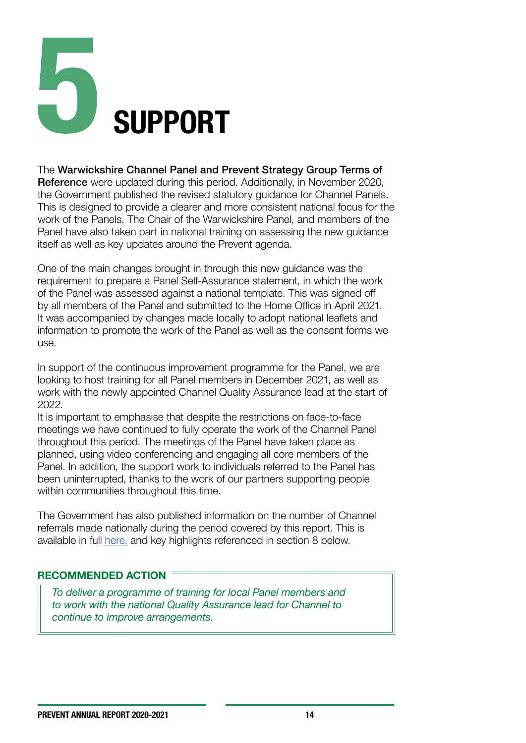# 5 SUPPORT

The **Warwickshire Channel Panel and Prevent Strategy Group Terms of Reference** were updated during this period. Additionally, in November 2020, the Government published the revised statutory guidance for Channel Panels. This is designed to provide a clearer and more consistent national focus for the work of the Panels. The Chair of the Warwickshire Panel, and members of the Panel have also taken part in national training on assessing the new guidance itself as well as key updates around the Prevent agenda.

One of the main changes brought in through this new guidance was the requirement to prepare a Panel Self-Assurance statement, in which the work of the Panel was assessed against a national template. This was signed off by all members of the Panel and submitted to the Home Office in April 2021. It was accompanied by changes made locally to adopt national leaflets and information to promote the work of the Panel as well as the consent forms we use.

In support of the continuous improvement programme for the Panel, we are looking to host training for all Panel members in December 2021, as well as work with the newly appointed Channel Quality Assurance lead at the start of 2022.

It is important to emphasise that despite the restrictions on face-to-face meetings we have continued to fully operate the work of the Channel Panel throughout this period. The meetings of the Panel have taken place as planned, using video conferencing and engaging all core members of the Panel. In addition, the support work to individuals referred to the Panel has been uninterrupted, thanks to the work of our partners supporting people within communities throughout this time.

The Government has also published information on the number of Channel referrals made nationally during the period covered by this report. This is available in full here, and key highlights referenced in section 8 below.

**RECOMMENDED ACTION**

*To deliver a programme of training for local Panel members and to work with the national Quality Assurance lead for Channel to continue to improve arrangements.*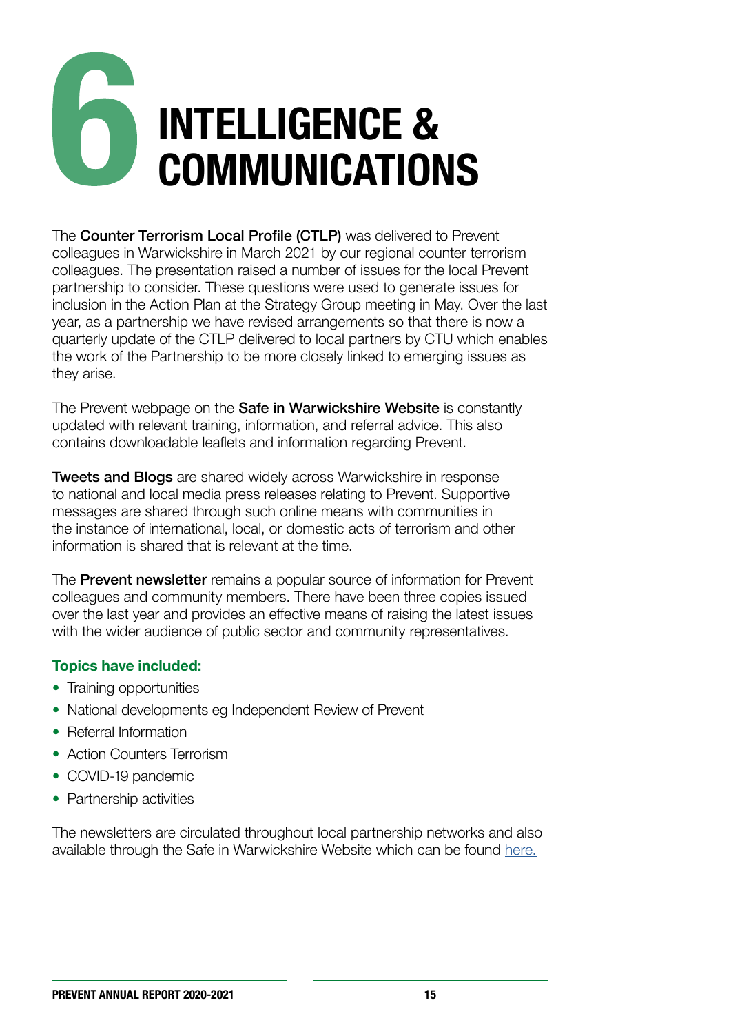# 6 INTELLIGENCE & COMMUNICATIONS

The **Counter Terrorism Local Profile (CTLP)** was delivered to Prevent colleagues in Warwickshire in March 2021 by our regional counter terrorism colleagues. The presentation raised a number of issues for the local Prevent partnership to consider. These questions were used to generate issues for inclusion in the Action Plan at the Strategy Group meeting in May. Over the last year, as a partnership we have revised arrangements so that there is now a quarterly update of the CTLP delivered to local partners by CTU which enables the work of the Partnership to be more closely linked to emerging issues as they arise.

The Prevent webpage on the **Safe in Warwickshire Website** is constantly updated with relevant training, information, and referral advice. This also contains downloadable leaflets and information regarding Prevent.

**Tweets and Blogs** are shared widely across Warwickshire in response to national and local media press releases relating to Prevent. Supportive messages are shared through such online means with communities in the instance of international, local, or domestic acts of terrorism and other information is shared that is relevant at the time.

The **Prevent newsletter** remains a popular source of information for Prevent colleagues and community members. There have been three copies issued over the last year and provides an effective means of raising the latest issues with the wider audience of public sector and community representatives.

**Topics have included:**

- Training opportunities
- National developments eg Independent Review of Prevent
- Referral Information
- Action Counters Terrorism
- COVID-19 pandemic
- Partnership activities

The newsletters are circulated throughout local partnership networks and also available through the Safe in Warwickshire Website which can be found here.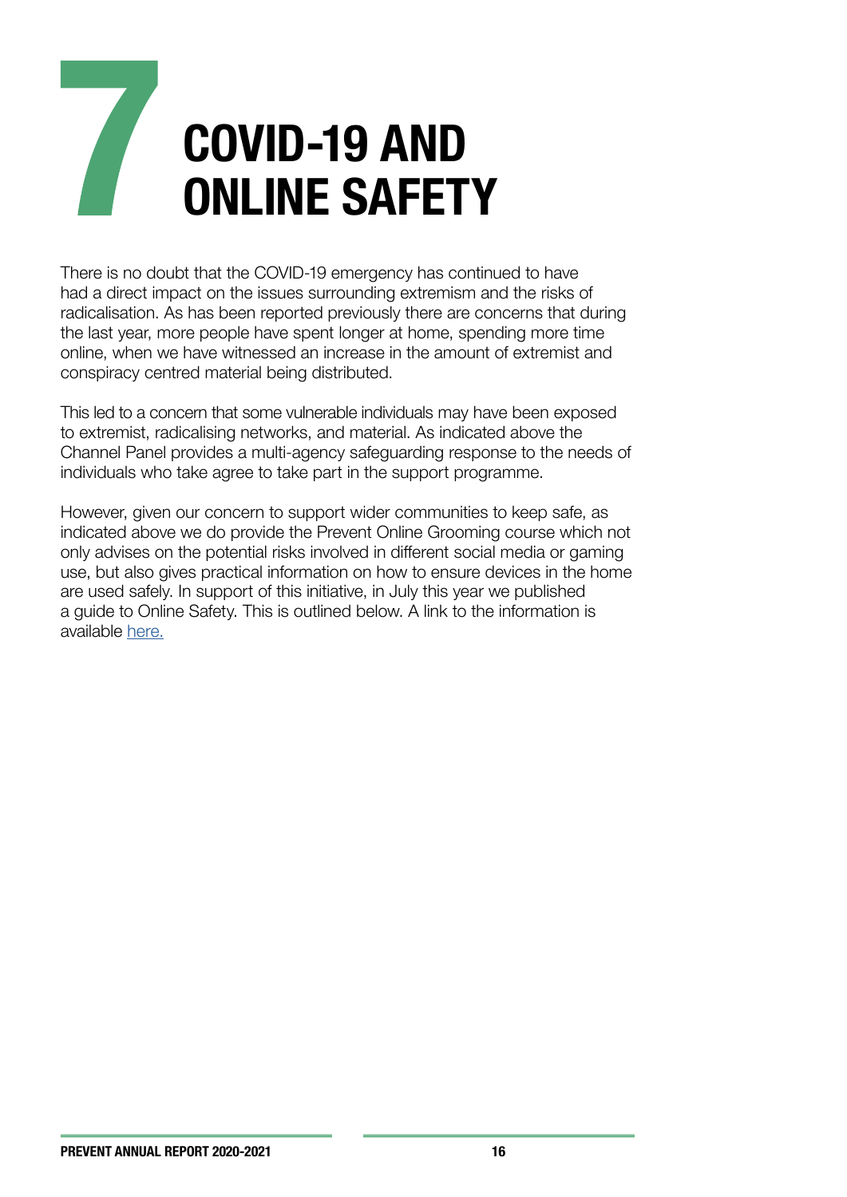# 7 COVID-19 AND ONLINE SAFETY

There is no doubt that the COVID-19 emergency has continued to have had a direct impact on the issues surrounding extremism and the risks of radicalisation. As has been reported previously there are concerns that during the last year, more people have spent longer at home, spending more time online, when we have witnessed an increase in the amount of extremist and conspiracy centred material being distributed.

This led to a concern that some vulnerable individuals may have been exposed to extremist, radicalising networks, and material. As indicated above the Channel Panel provides a multi-agency safeguarding response to the needs of individuals who take agree to take part in the support programme.

However, given our concern to support wider communities to keep safe, as indicated above we do provide the Prevent Online Grooming course which not only advises on the potential risks involved in different social media or gaming use, but also gives practical information on how to ensure devices in the home are used safely. In support of this initiative, in July this year we published a guide to Online Safety. This is outlined below. A link to the information is available here.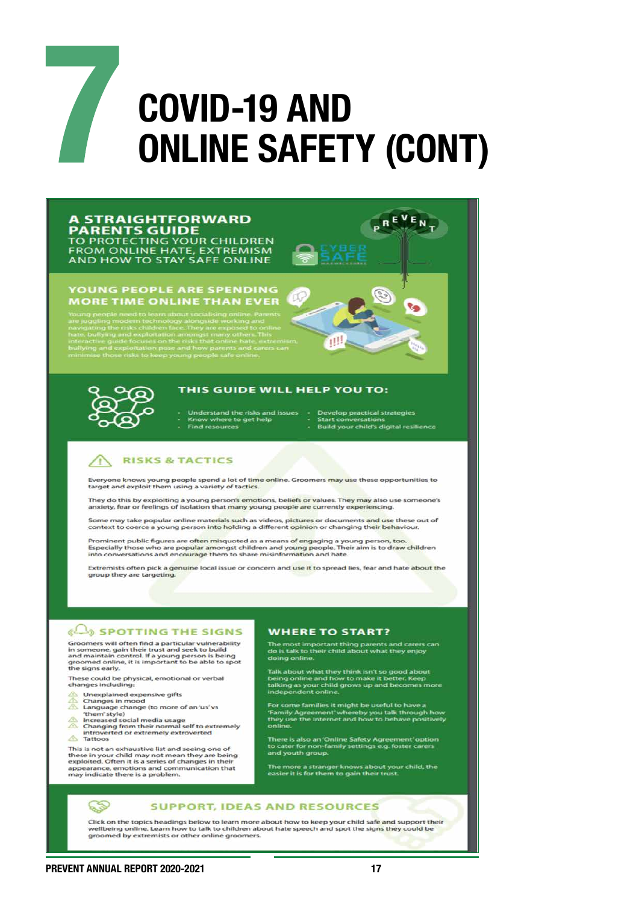# 7 COVID-19 AND ONLINE SAFETY (CONT)

## A STRAIGHTFORWARD PARENTS GUIDE

TO PROTECTING YOUR CHILDREN FROM ONLINE HATE, EXTREMISM AND HOW TO STAY SAFE ONLINE

PREVENT

CYBER SAFE

### YOUNG PEOPLE ARE SPENDING MORE TIME ONLINE THAN EVER

Young people need to learn about socialising online. Parents are juggling modern technology alongside working and navigating the risks children face. They are exposed to online hate, bullying and exploitation amongst many others. This interactive guide focuses on the risks that online hate, extremism, bullying and exploitation pose and how parents and carers can minimise those risks to keep young people safe online.

### THIS GUIDE WILL HELP YOU TO:

- Understand the risks and issues
- Know where to get help
- Find resources
- Develop practical strategies
- Start conversations
- Build your child's digital resilience

### RISKS & TACTICS

Everyone knows young people spend a lot of time online. Groomers may use these opportunities to target and exploit them using a variety of tactics.

They do this by exploiting a young person's emotions, beliefs or values. They may also use someone's anxiety, fear or feelings of isolation that many young people are currently experiencing.

Some may take popular online materials such as videos, pictures or documents and use these out of context to coerce a young person into holding a different opinion or changing their behaviour.

Prominent public figures are often misquoted as a means of engaging a young person, too. Especially those who are popular amongst children and young people. Their aim is to draw children into conversations and encourage them to share misinformation and hate.

Extremists often pick a genuine local issue or concern and use it to spread lies, fear and hate about the group they are targeting.

### SPOTTING THE SIGNS

Groomers will often find a particular vulnerability in someone, gain their trust and seek to build and maintain control. If a young person is being groomed online, it is important to be able to spot the signs early.

These could be physical, emotional or verbal changes including:

- Unexplained expensive gifts
- Changes in mood
- Language change (to more of an 'us' vs 'them' style)
- Increased social media usage
- Changing from their normal self to extremely introverted or extremely extroverted
- Tattoos

This is not an exhaustive list and seeing one of these in your child may not mean they are being exploited. Often it is a series of changes in their appearance, emotions and communication that may indicate there is a problem.

### WHERE TO START?

The most important thing parents and carers can do is talk to their child about what they enjoy doing online.

Talk about what they think isn't so good about being online and how to make it better. Keep talking as your child grows up and becomes more independent online.

For some families it might be useful to have a 'Family Agreement' whereby you talk through how they use the internet and how to behave positively online.

There is also an 'Online Safety Agreement' option to cater for non-family settings e.g. foster carers and youth group.

The more a stranger knows about your child, the easier it is for them to gain their trust.

### SUPPORT, IDEAS AND RESOURCES

Click on the topics headings below to learn more about how to keep your child safe and support their wellbeing online. Learn how to talk to children about hate speech and spot the signs they could be groomed by extremists or other online groomers.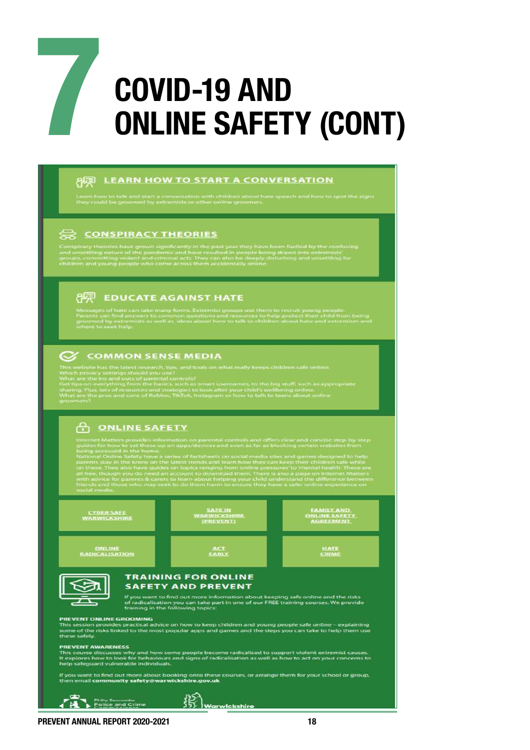# 7 COVID-19 AND ONLINE SAFETY (CONT)

## LEARN HOW TO START A CONVERSATION

Learn how to talk and start a conversation with children about hate speech and how to spot the signs they could be groomed by extremists or other online groomers.

## CONSPIRACY THEORIES

Conspiracy theories have grown significantly in the past year they have been fuelled by the confusing and unsettling nature of the pandemic and have resulted in people being drawn into extremists' groups, committing violent and criminal acts. They can also be deeply disturbing and unsettling for children and young people who come across them accidentally online.

## EDUCATE AGAINST HATE

Messages of hate can take many forms. Extremist groups use them to recruit young people. Parents can find answers to common questions and resources to help protect their child from being groomed by extremists as well as ideas about how to talk to children about hate and extremism and where to seek help.

## COMMON SENSE MEDIA

This website has the latest research, tips, and tools on what really keeps children safe online.
Which privacy settings should you use?
What are the ins and outs of parental controls?
Get tips on everything from the basics, such as smart usernames, to the big stuff, such as appropriate sharing. Plus, lots of resources and strategies to look after your child's wellbeing online.
What are the pros and cons of Roblox, TikTok, Instagram or how to talk to teens about online groomers?

## ONLINE SAFETY

Internet Matters provides information on parental controls and offers clear and concise step-by-step guides for how to set these up on apps/devices and even as far as blocking certain websites from being accessed in the home.
National Online Safety have a series of factsheets on social media sites and games designed to help parents stay in the know on the latest trends and learn how they can keep their children safe while on these. They also have guides on topics ranging from 'online pressures' to 'mental health'. These are all free, though you do need an account to download them. There is also a page on Internet Matters with advice for parents & carers to learn about helping your child understand the difference between friends and those who may seek to do them harm to ensure they have a safer online experience on social media.

- CYBER SAFE WARWICKSHIRE
- SAFE IN WARWICKSHIRE (PREVENT)
- FAMILY AND ONLINE SAFETY AGREEMENT
- ONLINE RADICALISATION
- ACT EARLY
- HATE CRIME

## TRAINING FOR ONLINE SAFETY AND PREVENT

If you want to find out more information about keeping safe online and the risks of radicalisation you can take part in one of our FREE training courses. We provide training in the following topics:

**PREVENT ONLINE GROOMING**
This session provides practical advice on how to keep children and young people safe online – explaining some of the risks linked to the most popular apps and games and the steps you can take to help them use these safely.

**PREVENT AWARENESS**
This course discusses why and how some people become radicalised to support violent extremist causes. It explores how to look for behaviours and signs of radicalisation as well as how to act on your concerns to help safeguard vulnerable individuals.

If you want to find out more about booking onto these courses, or arrange them for your school or group, then email **community safety@warwickshire.gov.uk**

Philip Seccombe Police and Crime Commissioner

Warwickshire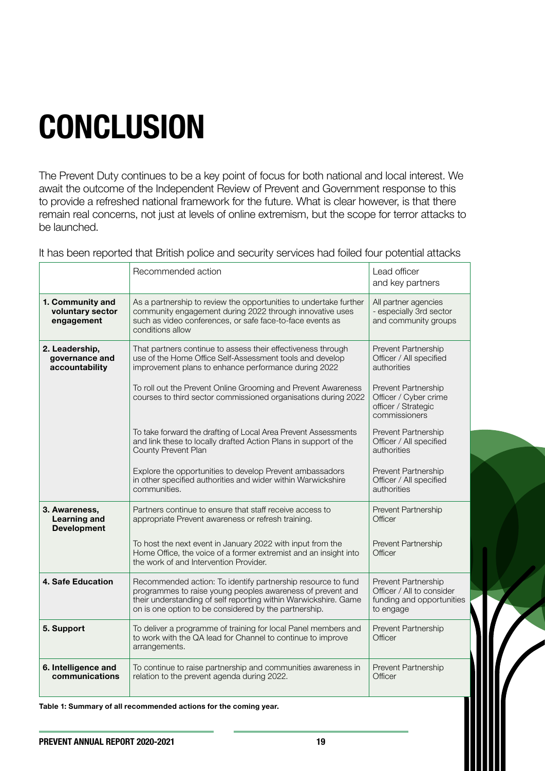# CONCLUSION

The Prevent Duty continues to be a key point of focus for both national and local interest. We await the outcome of the Independent Review of Prevent and Government response to this to provide a refreshed national framework for the future. What is clear however, is that there remain real concerns, not just at levels of online extremism, but the scope for terror attacks to be launched.

It has been reported that British police and security services had foiled four potential attacks

| | Recommended action | Lead officer and key partners |
|---|---|---|
| **1. Community and voluntary sector engagement** | As a partnership to review the opportunities to undertake further community engagement during 2022 through innovative uses such as video conferences, or safe face-to-face events as conditions allow | All partner agencies - especially 3rd sector and community groups |
| **2. Leadership, governance and accountability** | That partners continue to assess their effectiveness through use of the Home Office Self-Assessment tools and develop improvement plans to enhance performance during 2022 | Prevent Partnership Officer / All specified authorities |
| | To roll out the Prevent Online Grooming and Prevent Awareness courses to third sector commissioned organisations during 2022 | Prevent Partnership Officer / Cyber crime officer / Strategic commissioners |
| | To take forward the drafting of Local Area Prevent Assessments and link these to locally drafted Action Plans in support of the County Prevent Plan | Prevent Partnership Officer / All specified authorities |
| | Explore the opportunities to develop Prevent ambassadors in other specified authorities and wider within Warwickshire communities. | Prevent Partnership Officer / All specified authorities |
| **3. Awareness, Learning and Development** | Partners continue to ensure that staff receive access to appropriate Prevent awareness or refresh training. | Prevent Partnership Officer |
| | To host the next event in January 2022 with input from the Home Office, the voice of a former extremist and an insight into the work of and Intervention Provider. | Prevent Partnership Officer |
| **4. Safe Education** | Recommended action: To identify partnership resource to fund programmes to raise young peoples awareness of prevent and their understanding of self reporting within Warwickshire. Game on is one option to be considered by the partnership. | Prevent Partnership Officer / All to consider funding and opportunities to engage |
| **5. Support** | To deliver a programme of training for local Panel members and to work with the QA lead for Channel to continue to improve arrangements. | Prevent Partnership Officer |
| **6. Intelligence and communications** | To continue to raise partnership and communities awareness in relation to the prevent agenda during 2022. | Prevent Partnership Officer |

**Table 1: Summary of all recommended actions for the coming year.**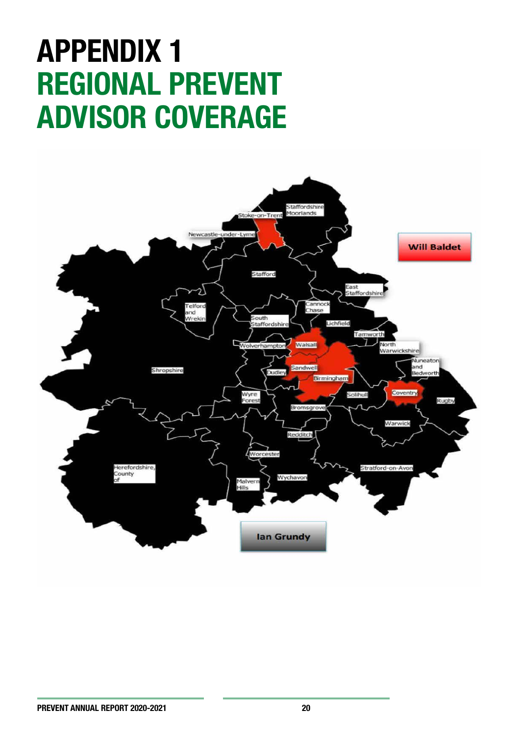# APPENDIX 1
# REGIONAL PREVENT ADVISOR COVERAGE

Staffordshire Moorlands

Stoke-on-Trent

Newcastle-under-Lyme

Will Baldet

Stafford

East Staffordshire

Telford and Wrekin

Cannock Chase

South Staffordshire

Lichfield

Tamworth

Wolverhampton

Walsall

North Warwickshire

Nuneaton and Bedworth

Shropshire

Sandwell

Dudley

Birmingham

Wyre Forest

Solihull

Coventry

Rugby

Bromsgrove

Warwick

Redditch

Worcester

Herefordshire, County of

Stratford-on-Avon

Wychavon

Malvern Hills

Ian Grundy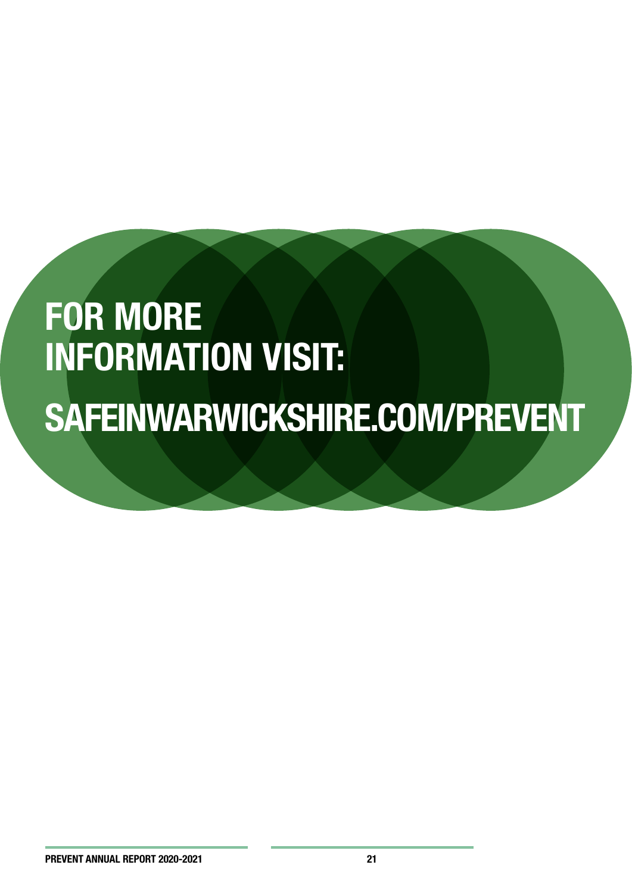# FOR MORE INFORMATION VISIT:

# SAFEINWARWICKSHIRE.COM/PREVENT